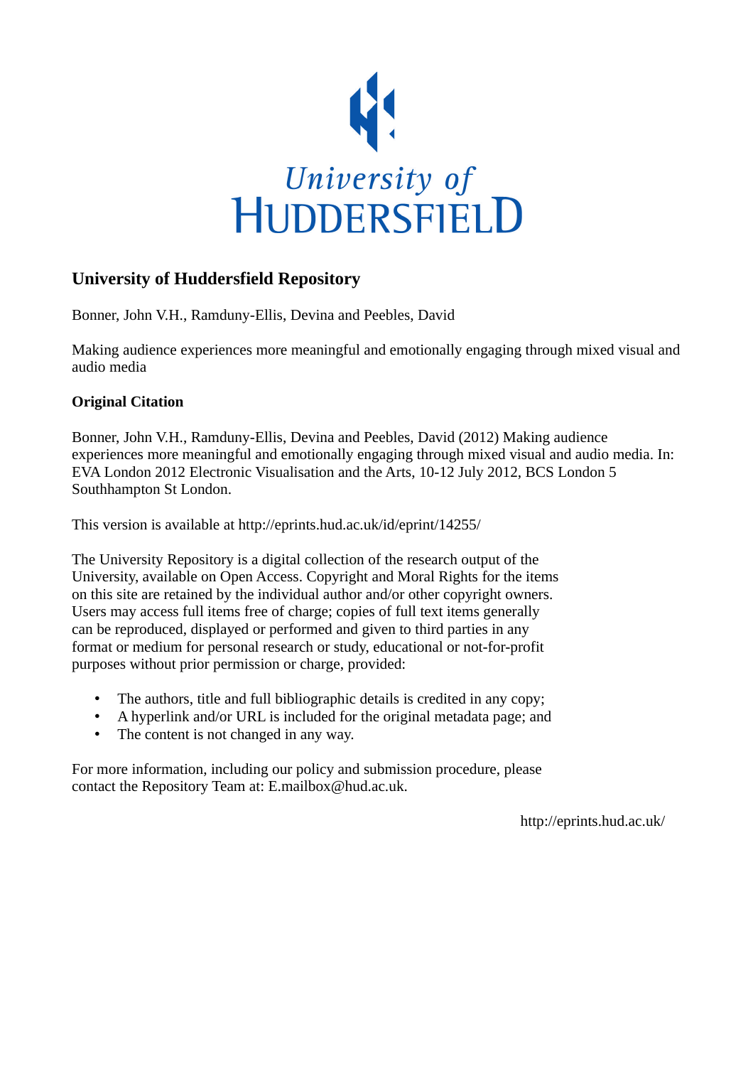University of HUDDERSFIELD

## University of Huddersfield Repository

Bonner, John V.H., Ramduny-Ellis, Devina and Peebles, David

Making audience experiences more meaningful and emotionally engaging through mixed visual and audio media

### Original Citation

Bonner, John V.H., Ramduny-Ellis, Devina and Peebles, David (2012) Making audience experiences more meaningful and emotionally engaging through mixed visual and audio media. In: EVA London 2012 Electronic Visualisation and the Arts, 10-12 July 2012, BCS London 5 Southhampton St London.

This version is available at http://eprints.hud.ac.uk/id/eprint/14255/

The University Repository is a digital collection of the research output of the University, available on Open Access. Copyright and Moral Rights for the items on this site are retained by the individual author and/or other copyright owners. Users may access full items free of charge; copies of full text items generally can be reproduced, displayed or performed and given to third parties in any format or medium for personal research or study, educational or not-for-profit purposes without prior permission or charge, provided:

- The authors, title and full bibliographic details is credited in any copy;
- A hyperlink and/or URL is included for the original metadata page; and
- The content is not changed in any way.

For more information, including our policy and submission procedure, please contact the Repository Team at: E.mailbox@hud.ac.uk.

http://eprints.hud.ac.uk/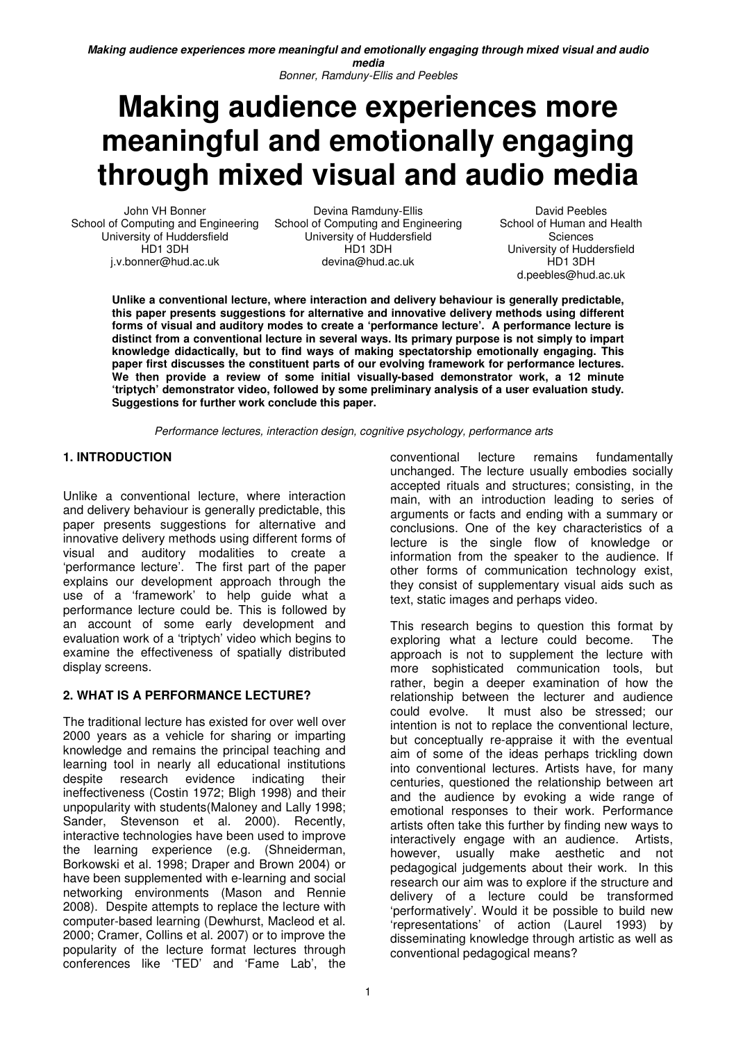# Making audience experiences more meaningful and emotionally engaging through mixed visual and audio media

John VH Bonner
School of Computing and Engineering
University of Huddersfield
HD1 3DH
j.v.bonner@hud.ac.uk

Devina Ramduny-Ellis
School of Computing and Engineering
University of Huddersfield
HD1 3DH
devina@hud.ac.uk

David Peebles
School of Human and Health Sciences
University of Huddersfield
HD1 3DH
d.peebles@hud.ac.uk

**Unlike a conventional lecture, where interaction and delivery behaviour is generally predictable, this paper presents suggestions for alternative and innovative delivery methods using different forms of visual and auditory modes to create a 'performance lecture'. A performance lecture is distinct from a conventional lecture in several ways. Its primary purpose is not simply to impart knowledge didactically, but to find ways of making spectatorship emotionally engaging. This paper first discusses the constituent parts of our evolving framework for performance lectures. We then provide a review of some initial visually-based demonstrator work, a 12 minute 'triptych' demonstrator video, followed by some preliminary analysis of a user evaluation study. Suggestions for further work conclude this paper.**

*Performance lectures, interaction design, cognitive psychology, performance arts*

## 1. INTRODUCTION

Unlike a conventional lecture, where interaction and delivery behaviour is generally predictable, this paper presents suggestions for alternative and innovative delivery methods using different forms of visual and auditory modalities to create a 'performance lecture'. The first part of the paper explains our development approach through the use of a 'framework' to help guide what a performance lecture could be. This is followed by an account of some early development and evaluation work of a 'triptych' video which begins to examine the effectiveness of spatially distributed display screens.

## 2. WHAT IS A PERFORMANCE LECTURE?

The traditional lecture has existed for over well over 2000 years as a vehicle for sharing or imparting knowledge and remains the principal teaching and learning tool in nearly all educational institutions despite research evidence indicating their ineffectiveness (Costin 1972; Bligh 1998) and their unpopularity with students(Maloney and Lally 1998; Sander, Stevenson et al. 2000). Recently, interactive technologies have been used to improve the learning experience (e.g. (Shneiderman, Borkowski et al. 1998; Draper and Brown 2004) or have been supplemented with e-learning and social networking environments (Mason and Rennie 2008). Despite attempts to replace the lecture with computer-based learning (Dewhurst, Macleod et al. 2000; Cramer, Collins et al. 2007) or to improve the popularity of the lecture format lectures through conferences like 'TED' and 'Fame Lab', the conventional lecture remains fundamentally unchanged. The lecture usually embodies socially accepted rituals and structures; consisting, in the main, with an introduction leading to series of arguments or facts and ending with a summary or conclusions. One of the key characteristics of a lecture is the single flow of knowledge or information from the speaker to the audience. If other forms of communication technology exist, they consist of supplementary visual aids such as text, static images and perhaps video.

This research begins to question this format by exploring what a lecture could become. The approach is not to supplement the lecture with more sophisticated communication tools, but rather, begin a deeper examination of how the relationship between the lecturer and audience could evolve. It must also be stressed; our intention is not to replace the conventional lecture, but conceptually re-appraise it with the eventual aim of some of the ideas perhaps trickling down into conventional lectures. Artists have, for many centuries, questioned the relationship between art and the audience by evoking a wide range of emotional responses to their work. Performance artists often take this further by finding new ways to interactively engage with an audience. Artists, however, usually make aesthetic and not pedagogical judgements about their work. In this research our aim was to explore if the structure and delivery of a lecture could be transformed 'performatively'. Would it be possible to build new 'representations' of action (Laurel 1993) by disseminating knowledge through artistic as well as conventional pedagogical means?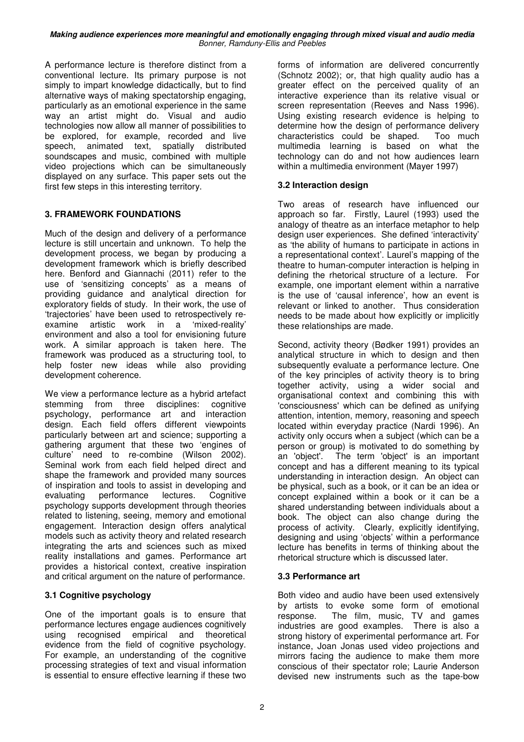A performance lecture is therefore distinct from a conventional lecture. Its primary purpose is not simply to impart knowledge didactically, but to find alternative ways of making spectatorship engaging, particularly as an emotional experience in the same way an artist might do. Visual and audio technologies now allow all manner of possibilities to be explored, for example, recorded and live speech, animated text, spatially distributed soundscapes and music, combined with multiple video projections which can be simultaneously displayed on any surface. This paper sets out the first few steps in this interesting territory.

## 3. FRAMEWORK FOUNDATIONS

Much of the design and delivery of a performance lecture is still uncertain and unknown. To help the development process, we began by producing a development framework which is briefly described here. Benford and Giannachi (2011) refer to the use of 'sensitizing concepts' as a means of providing guidance and analytical direction for exploratory fields of study. In their work, the use of 'trajectories' have been used to retrospectively re-examine artistic work in a 'mixed-reality' environment and also a tool for envisioning future work. A similar approach is taken here. The framework was produced as a structuring tool, to help foster new ideas while also providing development coherence.

We view a performance lecture as a hybrid artefact stemming from three disciplines: cognitive psychology, performance art and interaction design. Each field offers different viewpoints particularly between art and science; supporting a gathering argument that these two 'engines of culture' need to re-combine (Wilson 2002). Seminal work from each field helped direct and shape the framework and provided many sources of inspiration and tools to assist in developing and evaluating performance lectures. Cognitive psychology supports development through theories related to listening, seeing, memory and emotional engagement. Interaction design offers analytical models such as activity theory and related research integrating the arts and sciences such as mixed reality installations and games. Performance art provides a historical context, creative inspiration and critical argument on the nature of performance.

### 3.1 Cognitive psychology

One of the important goals is to ensure that performance lectures engage audiences cognitively using recognised empirical and theoretical evidence from the field of cognitive psychology. For example, an understanding of the cognitive processing strategies of text and visual information is essential to ensure effective learning if these two forms of information are delivered concurrently (Schnotz 2002); or, that high quality audio has a greater effect on the perceived quality of an interactive experience than its relative visual or screen representation (Reeves and Nass 1996). Using existing research evidence is helping to determine how the design of performance delivery characteristics could be shaped. Too much multimedia learning is based on what the technology can do and not how audiences learn within a multimedia environment (Mayer 1997)

### 3.2 Interaction design

Two areas of research have influenced our approach so far. Firstly, Laurel (1993) used the analogy of theatre as an interface metaphor to help design user experiences. She defined 'interactivity' as 'the ability of humans to participate in actions in a representational context'. Laurel's mapping of the theatre to human-computer interaction is helping in defining the rhetorical structure of a lecture. For example, one important element within a narrative is the use of 'causal inference', how an event is relevant or linked to another. Thus consideration needs to be made about how explicitly or implicitly these relationships are made.

Second, activity theory (Bødker 1991) provides an analytical structure in which to design and then subsequently evaluate a performance lecture. One of the key principles of activity theory is to bring together activity, using a wider social and organisational context and combining this with 'consciousness' which can be defined as unifying attention, intention, memory, reasoning and speech located within everyday practice (Nardi 1996). An activity only occurs when a subject (which can be a person or group) is motivated to do something by an 'object'. The term 'object' is an important concept and has a different meaning to its typical understanding in interaction design. An object can be physical, such as a book, or it can be an idea or concept explained within a book or it can be a shared understanding between individuals about a book. The object can also change during the process of activity. Clearly, explicitly identifying, designing and using 'objects' within a performance lecture has benefits in terms of thinking about the rhetorical structure which is discussed later.

### 3.3 Performance art

Both video and audio have been used extensively by artists to evoke some form of emotional response. The film, music, TV and games industries are good examples. There is also a strong history of experimental performance art. For instance, Joan Jonas used video projections and mirrors facing the audience to make them more conscious of their spectator role; Laurie Anderson devised new instruments such as the tape-bow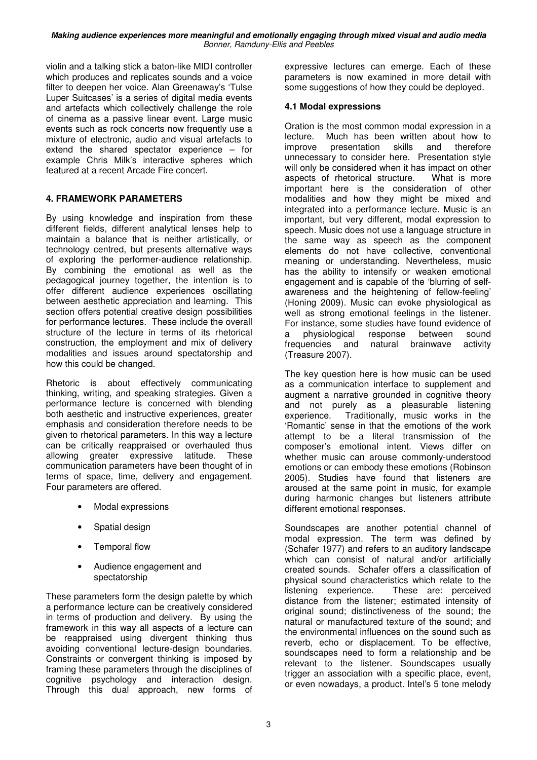violin and a talking stick a baton-like MIDI controller which produces and replicates sounds and a voice filter to deepen her voice. Alan Greenaway's 'Tulse Luper Suitcases' is a series of digital media events and artefacts which collectively challenge the role of cinema as a passive linear event. Large music events such as rock concerts now frequently use a mixture of electronic, audio and visual artefacts to extend the shared spectator experience – for example Chris Milk's interactive spheres which featured at a recent Arcade Fire concert.

## 4. FRAMEWORK PARAMETERS

By using knowledge and inspiration from these different fields, different analytical lenses help to maintain a balance that is neither artistically, or technology centred, but presents alternative ways of exploring the performer-audience relationship. By combining the emotional as well as the pedagogical journey together, the intention is to offer different audience experiences oscillating between aesthetic appreciation and learning. This section offers potential creative design possibilities for performance lectures. These include the overall structure of the lecture in terms of its rhetorical construction, the employment and mix of delivery modalities and issues around spectatorship and how this could be changed.

Rhetoric is about effectively communicating thinking, writing, and speaking strategies. Given a performance lecture is concerned with blending both aesthetic and instructive experiences, greater emphasis and consideration therefore needs to be given to rhetorical parameters. In this way a lecture can be critically reappraised or overhauled thus allowing greater expressive latitude. These communication parameters have been thought of in terms of space, time, delivery and engagement. Four parameters are offered.

- Modal expressions
- Spatial design
- Temporal flow
- Audience engagement and spectatorship

These parameters form the design palette by which a performance lecture can be creatively considered in terms of production and delivery. By using the framework in this way all aspects of a lecture can be reappraised using divergent thinking thus avoiding conventional lecture-design boundaries. Constraints or convergent thinking is imposed by framing these parameters through the disciplines of cognitive psychology and interaction design. Through this dual approach, new forms of expressive lectures can emerge. Each of these parameters is now examined in more detail with some suggestions of how they could be deployed.

### 4.1 Modal expressions

Oration is the most common modal expression in a lecture. Much has been written about how to improve presentation skills and therefore unnecessary to consider here. Presentation style will only be considered when it has impact on other aspects of rhetorical structure. What is more important here is the consideration of other modalities and how they might be mixed and integrated into a performance lecture. Music is an important, but very different, modal expression to speech. Music does not use a language structure in the same way as speech as the component elements do not have collective, conventional meaning or understanding. Nevertheless, music has the ability to intensify or weaken emotional engagement and is capable of the 'blurring of self-awareness and the heightening of fellow-feeling' (Honing 2009). Music can evoke physiological as well as strong emotional feelings in the listener. For instance, some studies have found evidence of a physiological response between sound frequencies and natural brainwave activity (Treasure 2007).

The key question here is how music can be used as a communication interface to supplement and augment a narrative grounded in cognitive theory and not purely as a pleasurable listening experience. Traditionally, music works in the 'Romantic' sense in that the emotions of the work attempt to be a literal transmission of the composer's emotional intent. Views differ on whether music can arouse commonly-understood emotions or can embody these emotions (Robinson 2005). Studies have found that listeners are aroused at the same point in music, for example during harmonic changes but listeners attribute different emotional responses.

Soundscapes are another potential channel of modal expression. The term was defined by (Schafer 1977) and refers to an auditory landscape which can consist of natural and/or artificially created sounds. Schafer offers a classification of physical sound characteristics which relate to the listening experience. These are: perceived distance from the listener; estimated intensity of original sound; distinctiveness of the sound; the natural or manufactured texture of the sound; and the environmental influences on the sound such as reverb, echo or displacement. To be effective, soundscapes need to form a relationship and be relevant to the listener. Soundscapes usually trigger an association with a specific place, event, or even nowadays, a product. Intel's 5 tone melody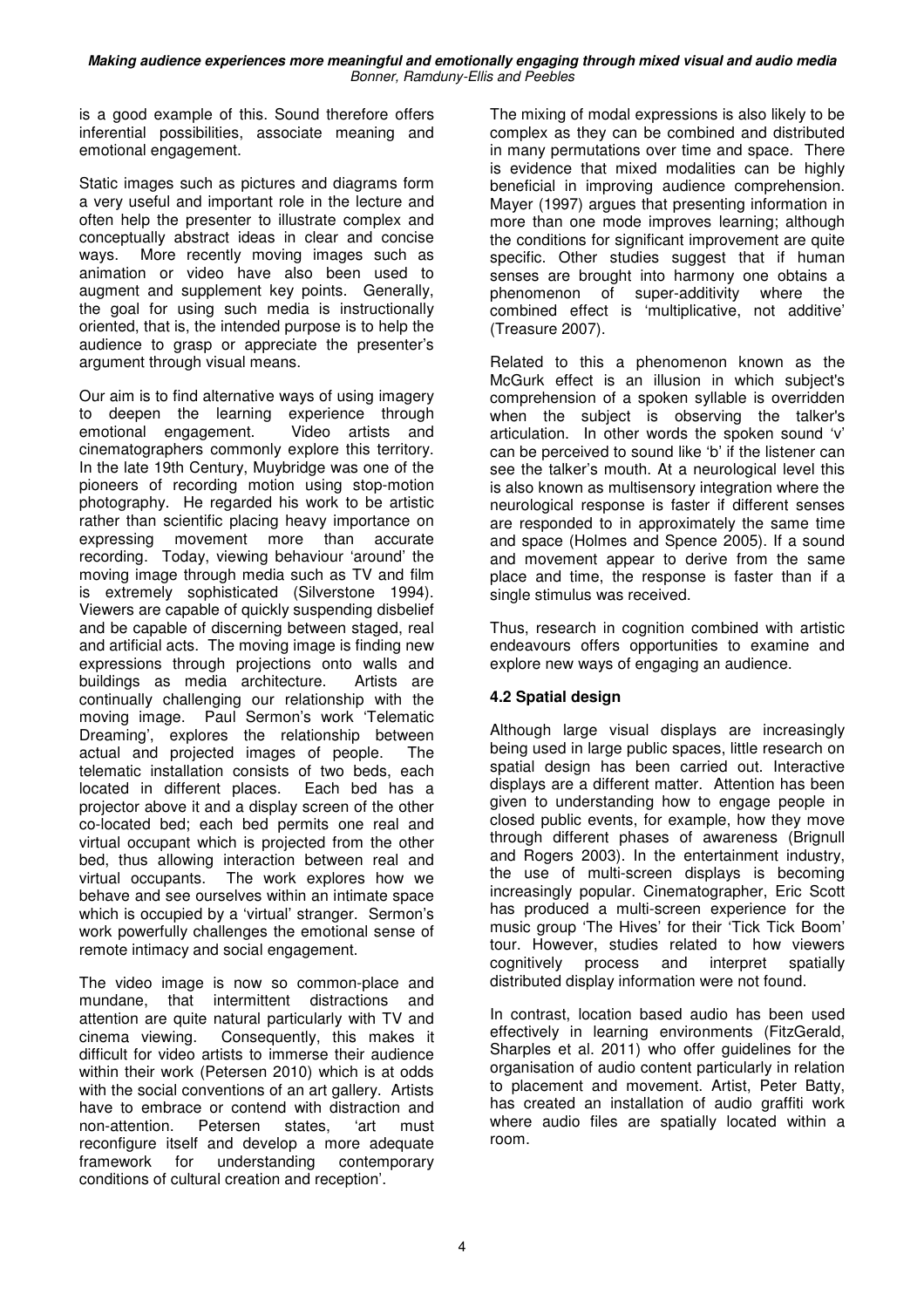is a good example of this. Sound therefore offers inferential possibilities, associate meaning and emotional engagement.

Static images such as pictures and diagrams form a very useful and important role in the lecture and often help the presenter to illustrate complex and conceptually abstract ideas in clear and concise ways. More recently moving images such as animation or video have also been used to augment and supplement key points. Generally, the goal for using such media is instructionally oriented, that is, the intended purpose is to help the audience to grasp or appreciate the presenter's argument through visual means.

Our aim is to find alternative ways of using imagery to deepen the learning experience through emotional engagement. Video artists and cinematographers commonly explore this territory. In the late 19th Century, Muybridge was one of the pioneers of recording motion using stop-motion photography. He regarded his work to be artistic rather than scientific placing heavy importance on expressing movement more than accurate recording. Today, viewing behaviour 'around' the moving image through media such as TV and film is extremely sophisticated (Silverstone 1994). Viewers are capable of quickly suspending disbelief and be capable of discerning between staged, real and artificial acts. The moving image is finding new expressions through projections onto walls and buildings as media architecture. Artists are continually challenging our relationship with the moving image. Paul Sermon's work 'Telematic Dreaming', explores the relationship between actual and projected images of people. The telematic installation consists of two beds, each located in different places. Each bed has a projector above it and a display screen of the other co-located bed; each bed permits one real and virtual occupant which is projected from the other bed, thus allowing interaction between real and virtual occupants. The work explores how we behave and see ourselves within an intimate space which is occupied by a 'virtual' stranger. Sermon's work powerfully challenges the emotional sense of remote intimacy and social engagement.

The video image is now so common-place and mundane, that intermittent distractions and attention are quite natural particularly with TV and cinema viewing. Consequently, this makes it difficult for video artists to immerse their audience within their work (Petersen 2010) which is at odds with the social conventions of an art gallery. Artists have to embrace or contend with distraction and non-attention. Petersen states, 'art must reconfigure itself and develop a more adequate framework for understanding contemporary conditions of cultural creation and reception'.

The mixing of modal expressions is also likely to be complex as they can be combined and distributed in many permutations over time and space. There is evidence that mixed modalities can be highly beneficial in improving audience comprehension. Mayer (1997) argues that presenting information in more than one mode improves learning; although the conditions for significant improvement are quite specific. Other studies suggest that if human senses are brought into harmony one obtains a phenomenon of super-additivity where the combined effect is 'multiplicative, not additive' (Treasure 2007).

Related to this a phenomenon known as the McGurk effect is an illusion in which subject's comprehension of a spoken syllable is overridden when the subject is observing the talker's articulation. In other words the spoken sound 'v' can be perceived to sound like 'b' if the listener can see the talker's mouth. At a neurological level this is also known as multisensory integration where the neurological response is faster if different senses are responded to in approximately the same time and space (Holmes and Spence 2005). If a sound and movement appear to derive from the same place and time, the response is faster than if a single stimulus was received.

Thus, research in cognition combined with artistic endeavours offers opportunities to examine and explore new ways of engaging an audience.

### 4.2 Spatial design

Although large visual displays are increasingly being used in large public spaces, little research on spatial design has been carried out. Interactive displays are a different matter. Attention has been given to understanding how to engage people in closed public events, for example, how they move through different phases of awareness (Brignull and Rogers 2003). In the entertainment industry, the use of multi-screen displays is becoming increasingly popular. Cinematographer, Eric Scott has produced a multi-screen experience for the music group 'The Hives' for their 'Tick Tick Boom' tour. However, studies related to how viewers cognitively process and interpret spatially distributed display information were not found.

In contrast, location based audio has been used effectively in learning environments (FitzGerald, Sharples et al. 2011) who offer guidelines for the organisation of audio content particularly in relation to placement and movement. Artist, Peter Batty, has created an installation of audio graffiti work where audio files are spatially located within a room.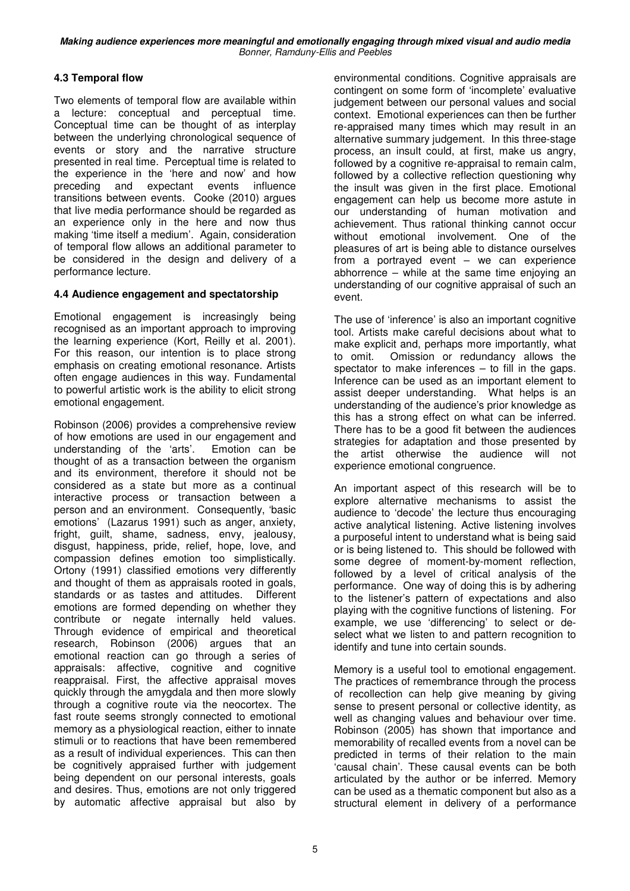### 4.3 Temporal flow

Two elements of temporal flow are available within a lecture: conceptual and perceptual time. Conceptual time can be thought of as interplay between the underlying chronological sequence of events or story and the narrative structure presented in real time. Perceptual time is related to the experience in the 'here and now' and how preceding and expectant events influence transitions between events. Cooke (2010) argues that live media performance should be regarded as an experience only in the here and now thus making 'time itself a medium'. Again, consideration of temporal flow allows an additional parameter to be considered in the design and delivery of a performance lecture.

### 4.4 Audience engagement and spectatorship

Emotional engagement is increasingly being recognised as an important approach to improving the learning experience (Kort, Reilly et al. 2001). For this reason, our intention is to place strong emphasis on creating emotional resonance. Artists often engage audiences in this way. Fundamental to powerful artistic work is the ability to elicit strong emotional engagement.

Robinson (2006) provides a comprehensive review of how emotions are used in our engagement and understanding of the 'arts'. Emotion can be thought of as a transaction between the organism and its environment, therefore it should not be considered as a state but more as a continual interactive process or transaction between a person and an environment. Consequently, 'basic emotions' (Lazarus 1991) such as anger, anxiety, fright, guilt, shame, sadness, envy, jealousy, disgust, happiness, pride, relief, hope, love, and compassion defines emotion too simplistically. Ortony (1991) classified emotions very differently and thought of them as appraisals rooted in goals, standards or as tastes and attitudes. Different emotions are formed depending on whether they contribute or negate internally held values. Through evidence of empirical and theoretical research, Robinson (2006) argues that an emotional reaction can go through a series of appraisals: affective, cognitive and cognitive reappraisal. First, the affective appraisal moves quickly through the amygdala and then more slowly through a cognitive route via the neocortex. The fast route seems strongly connected to emotional memory as a physiological reaction, either to innate stimuli or to reactions that have been remembered as a result of individual experiences. This can then be cognitively appraised further with judgement being dependent on our personal interests, goals and desires. Thus, emotions are not only triggered by automatic affective appraisal but also by environmental conditions. Cognitive appraisals are contingent on some form of 'incomplete' evaluative judgement between our personal values and social context. Emotional experiences can then be further re-appraised many times which may result in an alternative summary judgement. In this three-stage process, an insult could, at first, make us angry, followed by a cognitive re-appraisal to remain calm, followed by a collective reflection questioning why the insult was given in the first place. Emotional engagement can help us become more astute in our understanding of human motivation and achievement. Thus rational thinking cannot occur without emotional involvement. One of the pleasures of art is being able to distance ourselves from a portrayed event – we can experience abhorrence – while at the same time enjoying an understanding of our cognitive appraisal of such an event.

The use of 'inference' is also an important cognitive tool. Artists make careful decisions about what to make explicit and, perhaps more importantly, what to omit. Omission or redundancy allows the spectator to make inferences – to fill in the gaps. Inference can be used as an important element to assist deeper understanding. What helps is an understanding of the audience's prior knowledge as this has a strong effect on what can be inferred. There has to be a good fit between the audiences strategies for adaptation and those presented by the artist otherwise the audience will not experience emotional congruence.

An important aspect of this research will be to explore alternative mechanisms to assist the audience to 'decode' the lecture thus encouraging active analytical listening. Active listening involves a purposeful intent to understand what is being said or is being listened to. This should be followed with some degree of moment-by-moment reflection, followed by a level of critical analysis of the performance. One way of doing this is by adhering to the listener's pattern of expectations and also playing with the cognitive functions of listening. For example, we use 'differencing' to select or de-select what we listen to and pattern recognition to identify and tune into certain sounds.

Memory is a useful tool to emotional engagement. The practices of remembrance through the process of recollection can help give meaning by giving sense to present personal or collective identity, as well as changing values and behaviour over time. Robinson (2005) has shown that importance and memorability of recalled events from a novel can be predicted in terms of their relation to the main 'causal chain'. These causal events can be both articulated by the author or be inferred. Memory can be used as a thematic component but also as a structural element in delivery of a performance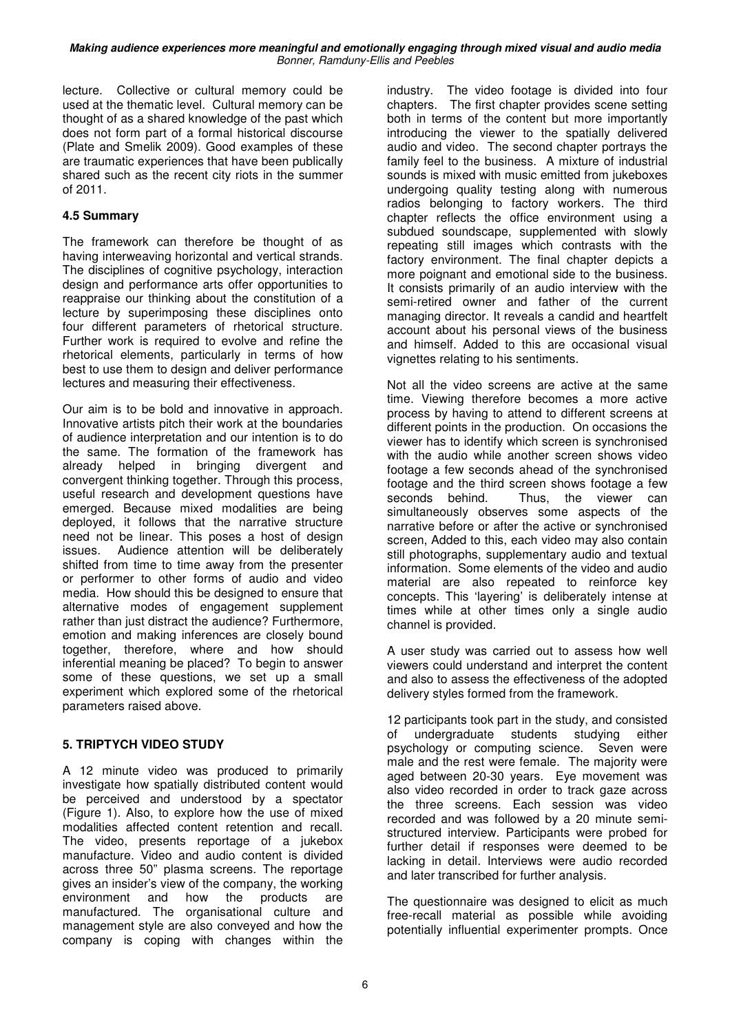lecture. Collective or cultural memory could be used at the thematic level. Cultural memory can be thought of as a shared knowledge of the past which does not form part of a formal historical discourse (Plate and Smelik 2009). Good examples of these are traumatic experiences that have been publically shared such as the recent city riots in the summer of 2011.

### 4.5 Summary

The framework can therefore be thought of as having interweaving horizontal and vertical strands. The disciplines of cognitive psychology, interaction design and performance arts offer opportunities to reappraise our thinking about the constitution of a lecture by superimposing these disciplines onto four different parameters of rhetorical structure. Further work is required to evolve and refine the rhetorical elements, particularly in terms of how best to use them to design and deliver performance lectures and measuring their effectiveness.

Our aim is to be bold and innovative in approach. Innovative artists pitch their work at the boundaries of audience interpretation and our intention is to do the same. The formation of the framework has already helped in bringing divergent and convergent thinking together. Through this process, useful research and development questions have emerged. Because mixed modalities are being deployed, it follows that the narrative structure need not be linear. This poses a host of design issues. Audience attention will be deliberately shifted from time to time away from the presenter or performer to other forms of audio and video media. How should this be designed to ensure that alternative modes of engagement supplement rather than just distract the audience? Furthermore, emotion and making inferences are closely bound together, therefore, where and how should inferential meaning be placed? To begin to answer some of these questions, we set up a small experiment which explored some of the rhetorical parameters raised above.

## 5. TRIPTYCH VIDEO STUDY

A 12 minute video was produced to primarily investigate how spatially distributed content would be perceived and understood by a spectator (Figure 1). Also, to explore how the use of mixed modalities affected content retention and recall. The video, presents reportage of a jukebox manufacture. Video and audio content is divided across three 50" plasma screens. The reportage gives an insider's view of the company, the working environment and how the products are manufactured. The organisational culture and management style are also conveyed and how the company is coping with changes within the industry. The video footage is divided into four chapters. The first chapter provides scene setting both in terms of the content but more importantly introducing the viewer to the spatially delivered audio and video. The second chapter portrays the family feel to the business. A mixture of industrial sounds is mixed with music emitted from jukeboxes undergoing quality testing along with numerous radios belonging to factory workers. The third chapter reflects the office environment using a subdued soundscape, supplemented with slowly repeating still images which contrasts with the factory environment. The final chapter depicts a more poignant and emotional side to the business. It consists primarily of an audio interview with the semi-retired owner and father of the current managing director. It reveals a candid and heartfelt account about his personal views of the business and himself. Added to this are occasional visual vignettes relating to his sentiments.

Not all the video screens are active at the same time. Viewing therefore becomes a more active process by having to attend to different screens at different points in the production. On occasions the viewer has to identify which screen is synchronised with the audio while another screen shows video footage a few seconds ahead of the synchronised footage and the third screen shows footage a few seconds behind. Thus, the viewer can simultaneously observes some aspects of the narrative before or after the active or synchronised screen, Added to this, each video may also contain still photographs, supplementary audio and textual information. Some elements of the video and audio material are also repeated to reinforce key concepts. This 'layering' is deliberately intense at times while at other times only a single audio channel is provided.

A user study was carried out to assess how well viewers could understand and interpret the content and also to assess the effectiveness of the adopted delivery styles formed from the framework.

12 participants took part in the study, and consisted of undergraduate students studying either psychology or computing science. Seven were male and the rest were female. The majority were aged between 20-30 years. Eye movement was also video recorded in order to track gaze across the three screens. Each session was video recorded and was followed by a 20 minute semi-structured interview. Participants were probed for further detail if responses were deemed to be lacking in detail. Interviews were audio recorded and later transcribed for further analysis.

The questionnaire was designed to elicit as much free-recall material as possible while avoiding potentially influential experimenter prompts. Once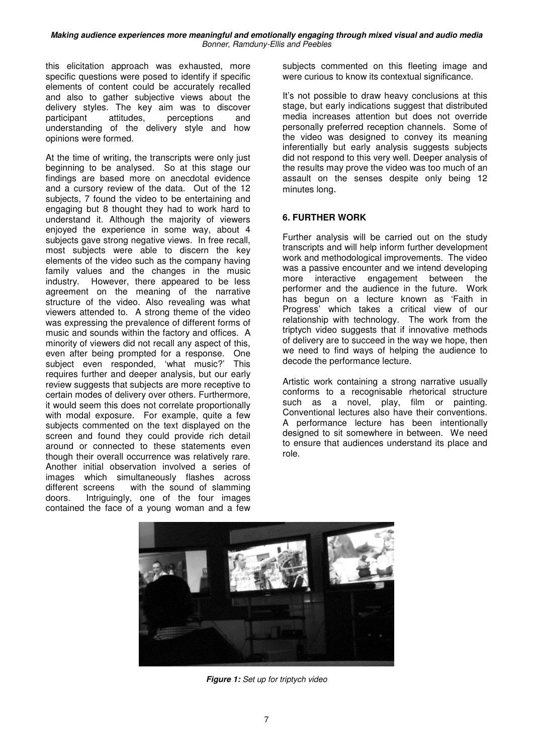this elicitation approach was exhausted, more specific questions were posed to identify if specific elements of content could be accurately recalled and also to gather subjective views about the delivery styles. The key aim was to discover participant attitudes, perceptions and understanding of the delivery style and how opinions were formed.

At the time of writing, the transcripts were only just beginning to be analysed. So at this stage our findings are based more on anecdotal evidence and a cursory review of the data. Out of the 12 subjects, 7 found the video to be entertaining and engaging but 8 thought they had to work hard to understand it. Although the majority of viewers enjoyed the experience in some way, about 4 subjects gave strong negative views. In free recall, most subjects were able to discern the key elements of the video such as the company having family values and the changes in the music industry. However, there appeared to be less agreement on the meaning of the narrative structure of the video. Also revealing was what viewers attended to. A strong theme of the video was expressing the prevalence of different forms of music and sounds within the factory and offices. A minority of viewers did not recall any aspect of this, even after being prompted for a response. One subject even responded, 'what music?' This requires further and deeper analysis, but our early review suggests that subjects are more receptive to certain modes of delivery over others. Furthermore, it would seem this does not correlate proportionally with modal exposure. For example, quite a few subjects commented on the text displayed on the screen and found they could provide rich detail around or connected to these statements even though their overall occurrence was relatively rare. Another initial observation involved a series of images which simultaneously flashes across different screens with the sound of slamming doors. Intriguingly, one of the four images contained the face of a young woman and a few subjects commented on this fleeting image and were curious to know its contextual significance.

It's not possible to draw heavy conclusions at this stage, but early indications suggest that distributed media increases attention but does not override personally preferred reception channels. Some of the video was designed to convey its meaning inferentially but early analysis suggests subjects did not respond to this very well. Deeper analysis of the results may prove the video was too much of an assault on the senses despite only being 12 minutes long.

## 6. FURTHER WORK

Further analysis will be carried out on the study transcripts and will help inform further development work and methodological improvements. The video was a passive encounter and we intend developing more interactive engagement between the performer and the audience in the future. Work has begun on a lecture known as 'Faith in Progress' which takes a critical view of our relationship with technology. The work from the triptych video suggests that if innovative methods of delivery are to succeed in the way we hope, then we need to find ways of helping the audience to decode the performance lecture.

Artistic work containing a strong narrative usually conforms to a recognisable rhetorical structure such as a novel, play, film or painting. Conventional lectures also have their conventions. A performance lecture has been intentionally designed to sit somewhere in between. We need to ensure that audiences understand its place and role.

***Figure 1:*** *Set up for triptych video*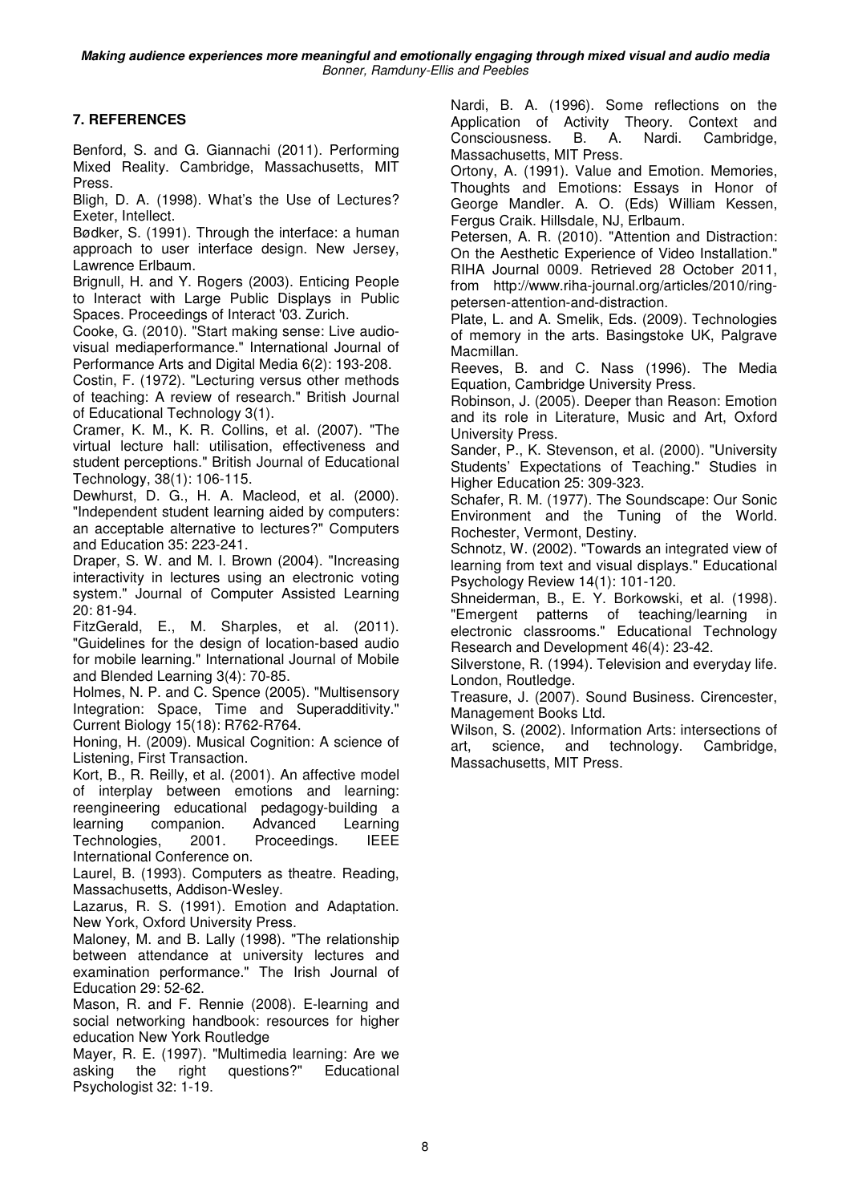## 7. REFERENCES

Benford, S. and G. Giannachi (2011). Performing Mixed Reality. Cambridge, Massachusetts, MIT Press.

Bligh, D. A. (1998). What's the Use of Lectures? Exeter, Intellect.

Bødker, S. (1991). Through the interface: a human approach to user interface design. New Jersey, Lawrence Erlbaum.

Brignull, H. and Y. Rogers (2003). Enticing People to Interact with Large Public Displays in Public Spaces. Proceedings of Interact '03. Zurich.

Cooke, G. (2010). "Start making sense: Live audio-visual mediaperformance." International Journal of Performance Arts and Digital Media 6(2): 193-208.

Costin, F. (1972). "Lecturing versus other methods of teaching: A review of research." British Journal of Educational Technology 3(1).

Cramer, K. M., K. R. Collins, et al. (2007). "The virtual lecture hall: utilisation, effectiveness and student perceptions." British Journal of Educational Technology, 38(1): 106-115.

Dewhurst, D. G., H. A. Macleod, et al. (2000). "Independent student learning aided by computers: an acceptable alternative to lectures?" Computers and Education 35: 223-241.

Draper, S. W. and M. I. Brown (2004). "Increasing interactivity in lectures using an electronic voting system." Journal of Computer Assisted Learning 20: 81-94.

FitzGerald, E., M. Sharples, et al. (2011). "Guidelines for the design of location-based audio for mobile learning." International Journal of Mobile and Blended Learning 3(4): 70-85.

Holmes, N. P. and C. Spence (2005). "Multisensory Integration: Space, Time and Superadditivity." Current Biology 15(18): R762-R764.

Honing, H. (2009). Musical Cognition: A science of Listening, First Transaction.

Kort, B., R. Reilly, et al. (2001). An affective model of interplay between emotions and learning: reengineering educational pedagogy-building a learning companion. Advanced Learning Technologies, 2001. Proceedings. IEEE International Conference on.

Laurel, B. (1993). Computers as theatre. Reading, Massachusetts, Addison-Wesley.

Lazarus, R. S. (1991). Emotion and Adaptation. New York, Oxford University Press.

Maloney, M. and B. Lally (1998). "The relationship between attendance at university lectures and examination performance." The Irish Journal of Education 29: 52-62.

Mason, R. and F. Rennie (2008). E-learning and social networking handbook: resources for higher education New York Routledge

Mayer, R. E. (1997). "Multimedia learning: Are we asking the right questions?" Educational Psychologist 32: 1-19.

Nardi, B. A. (1996). Some reflections on the Application of Activity Theory. Context and Consciousness. B. A. Nardi. Cambridge, Massachusetts, MIT Press.

Ortony, A. (1991). Value and Emotion. Memories, Thoughts and Emotions: Essays in Honor of George Mandler. A. O. (Eds) William Kessen, Fergus Craik. Hillsdale, NJ, Erlbaum.

Petersen, A. R. (2010). "Attention and Distraction: On the Aesthetic Experience of Video Installation." RIHA Journal 0009. Retrieved 28 October 2011, from http://www.riha-journal.org/articles/2010/ring-petersen-attention-and-distraction.

Plate, L. and A. Smelik, Eds. (2009). Technologies of memory in the arts. Basingstoke UK, Palgrave Macmillan.

Reeves, B. and C. Nass (1996). The Media Equation, Cambridge University Press.

Robinson, J. (2005). Deeper than Reason: Emotion and its role in Literature, Music and Art, Oxford University Press.

Sander, P., K. Stevenson, et al. (2000). "University Students' Expectations of Teaching." Studies in Higher Education 25: 309-323.

Schafer, R. M. (1977). The Soundscape: Our Sonic Environment and the Tuning of the World. Rochester, Vermont, Destiny.

Schnotz, W. (2002). "Towards an integrated view of learning from text and visual displays." Educational Psychology Review 14(1): 101-120.

Shneiderman, B., E. Y. Borkowski, et al. (1998). "Emergent patterns of teaching/learning in electronic classrooms." Educational Technology Research and Development 46(4): 23-42.

Silverstone, R. (1994). Television and everyday life. London, Routledge.

Treasure, J. (2007). Sound Business. Cirencester, Management Books Ltd.

Wilson, S. (2002). Information Arts: intersections of art, science, and technology. Cambridge, Massachusetts, MIT Press.